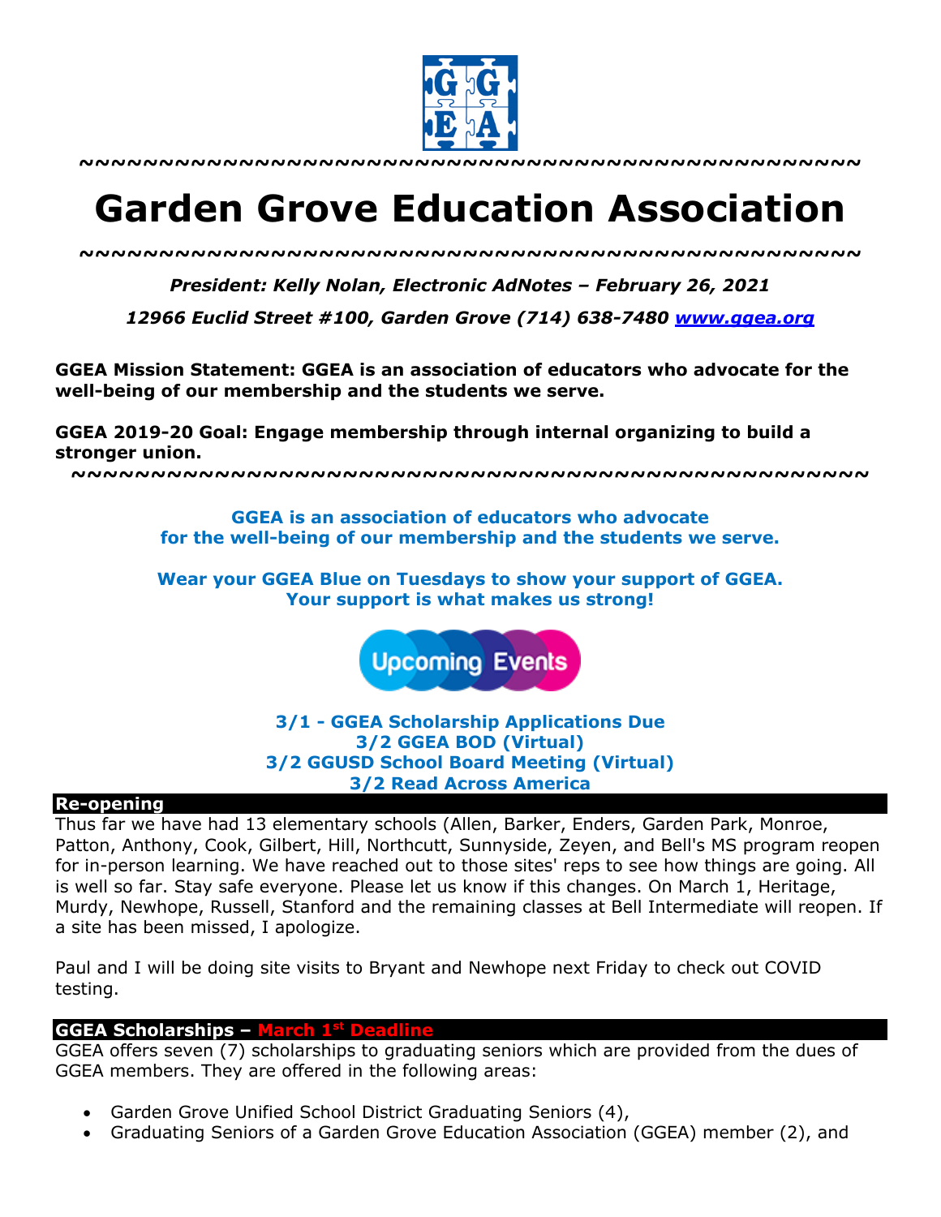~~~~~~~~~~~~~~~~~~~~~~~~~~~~~~~~~~~~~~~~~~~~~~~~~

# Garden Grove Education Association

~~~~~~~~~~~~~~~~~~~~~~~~~~~~~~~~~~~~~~~~~~~~~~~~~

***President: Kelly Nolan, Electronic AdNotes – February 26, 2021***

***12966 Euclid Street #100, Garden Grove (714) 638-7480 [www.ggea.org](http://www.ggea.org)***

**GGEA Mission Statement: GGEA is an association of educators who advocate for the well-being of our membership and the students we serve.**

**GGEA 2019-20 Goal: Engage membership through internal organizing to build a stronger union.**

~~~~~~~~~~~~~~~~~~~~~~~~~~~~~~~~~~~~~~~~~~~~~~~~~

**GGEA is an association of educators who advocate for the well-being of our membership and the students we serve.**

**Wear your GGEA Blue on Tuesdays to show your support of GGEA. Your support is what makes us strong!**

**Upcoming Events**

**3/1 - GGEA Scholarship Applications Due**
**3/2 GGEA BOD (Virtual)**
**3/2 GGUSD School Board Meeting (Virtual)**
**3/2 Read Across America**

## Re-opening

Thus far we have had 13 elementary schools (Allen, Barker, Enders, Garden Park, Monroe, Patton, Anthony, Cook, Gilbert, Hill, Northcutt, Sunnyside, Zeyen, and Bell's MS program reopen for in-person learning. We have reached out to those sites' reps to see how things are going. All is well so far. Stay safe everyone. Please let us know if this changes. On March 1, Heritage, Murdy, Newhope, Russell, Stanford and the remaining classes at Bell Intermediate will reopen. If a site has been missed, I apologize.

Paul and I will be doing site visits to Bryant and Newhope next Friday to check out COVID testing.

## GGEA Scholarships – March 1st Deadline

GGEA offers seven (7) scholarships to graduating seniors which are provided from the dues of GGEA members. They are offered in the following areas:

- Garden Grove Unified School District Graduating Seniors (4),
- Graduating Seniors of a Garden Grove Education Association (GGEA) member (2), and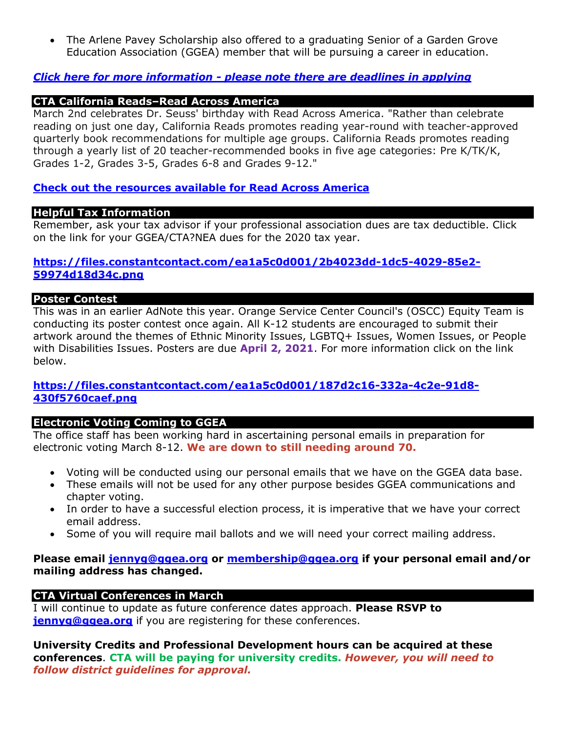- The Arlene Pavey Scholarship also offered to a graduating Senior of a Garden Grove Education Association (GGEA) member that will be pursuing a career in education.

***Click here for more information - please note there are deadlines in applying***

## CTA California Reads–Read Across America

March 2nd celebrates Dr. Seuss' birthday with Read Across America. "Rather than celebrate reading on just one day, California Reads promotes reading year-round with teacher-approved quarterly book recommendations for multiple age groups. California Reads promotes reading through a yearly list of 20 teacher-recommended books in five age categories: Pre K/TK/K, Grades 1-2, Grades 3-5, Grades 6-8 and Grades 9-12."

**Check out the resources available for Read Across America**

## Helpful Tax Information

Remember, ask your tax advisor if your professional association dues are tax deductible. Click on the link for your GGEA/CTA?NEA dues for the 2020 tax year.

**https://files.constantcontact.com/ea1a5c0d001/2b4023dd-1dc5-4029-85e2-59974d18d34c.png**

## Poster Contest

This was in an earlier AdNote this year. Orange Service Center Council's (OSCC) Equity Team is conducting its poster contest once again. All K-12 students are encouraged to submit their artwork around the themes of Ethnic Minority Issues, LGBTQ+ Issues, Women Issues, or People with Disabilities Issues. Posters are due **April 2, 2021**. For more information click on the link below.

**https://files.constantcontact.com/ea1a5c0d001/187d2c16-332a-4c2e-91d8-430f5760caef.png**

## Electronic Voting Coming to GGEA

The office staff has been working hard in ascertaining personal emails in preparation for electronic voting March 8-12. **We are down to still needing around 70.**

- Voting will be conducted using our personal emails that we have on the GGEA data base.
- These emails will not be used for any other purpose besides GGEA communications and chapter voting.
- In order to have a successful election process, it is imperative that we have your correct email address.
- Some of you will require mail ballots and we will need your correct mailing address.

**Please email jennyg@ggea.org or membership@ggea.org if your personal email and/or mailing address has changed.**

## CTA Virtual Conferences in March

I will continue to update as future conference dates approach. **Please RSVP to jennyg@ggea.org** if you are registering for these conferences.

**University Credits and Professional Development hours can be acquired at these conferences**. **CTA will be paying for university credits.** ***However, you will need to follow district guidelines for approval.***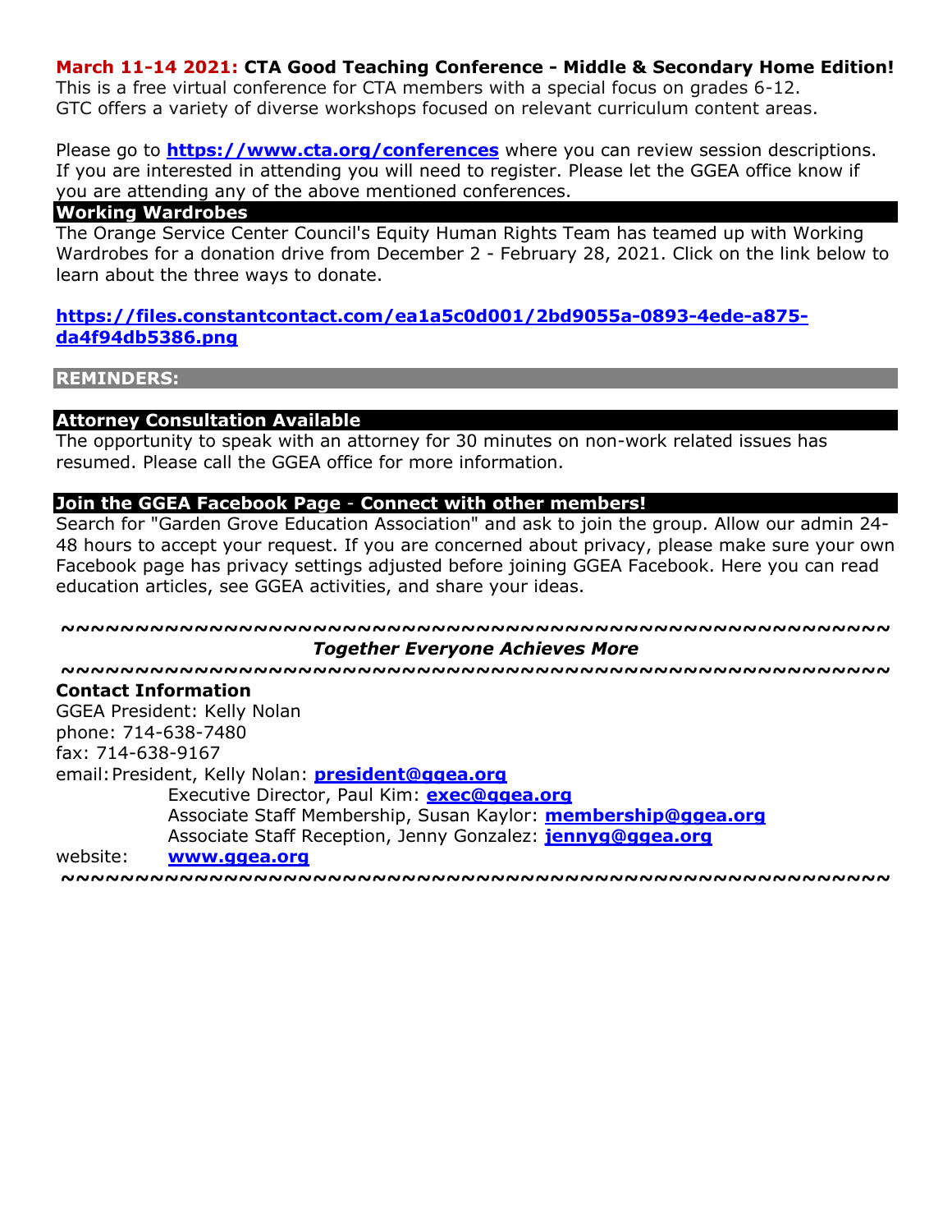**March 11-14 2021: CTA Good Teaching Conference - Middle & Secondary Home Edition!**
This is a free virtual conference for CTA members with a special focus on grades 6-12.
GTC offers a variety of diverse workshops focused on relevant curriculum content areas.

Please go to **https://www.cta.org/conferences** where you can review session descriptions. If you are interested in attending you will need to register. Please let the GGEA office know if you are attending any of the above mentioned conferences.

## Working Wardrobes

The Orange Service Center Council's Equity Human Rights Team has teamed up with Working Wardrobes for a donation drive from December 2 - February 28, 2021. Click on the link below to learn about the three ways to donate.

**https://files.constantcontact.com/ea1a5c0d001/2bd9055a-0893-4ede-a875-da4f94db5386.png**

## REMINDERS:

## Attorney Consultation Available

The opportunity to speak with an attorney for 30 minutes on non-work related issues has resumed. Please call the GGEA office for more information.

## Join the GGEA Facebook Page - Connect with other members!

Search for "Garden Grove Education Association" and ask to join the group. Allow our admin 24-48 hours to accept your request. If you are concerned about privacy, please make sure your own Facebook page has privacy settings adjusted before joining GGEA Facebook. Here you can read education articles, see GGEA activities, and share your ideas.

~~~~~~~~~~~~~~~~~~~~~~~~~~~~~~~~~~~~~~~~~~~~~~~~~~~~~~~~~~~

***Together Everyone Achieves More***

~~~~~~~~~~~~~~~~~~~~~~~~~~~~~~~~~~~~~~~~~~~~~~~~~~~~~~~~~~~

**Contact Information**
GGEA President: Kelly Nolan
phone: 714-638-7480
fax: 714-638-9167
email: President, Kelly Nolan: **president@ggea.org**
Executive Director, Paul Kim: **exec@ggea.org**
Associate Staff Membership, Susan Kaylor: **membership@ggea.org**
Associate Staff Reception, Jenny Gonzalez: **jennyg@ggea.org**
website: **www.ggea.org**

~~~~~~~~~~~~~~~~~~~~~~~~~~~~~~~~~~~~~~~~~~~~~~~~~~~~~~~~~~~